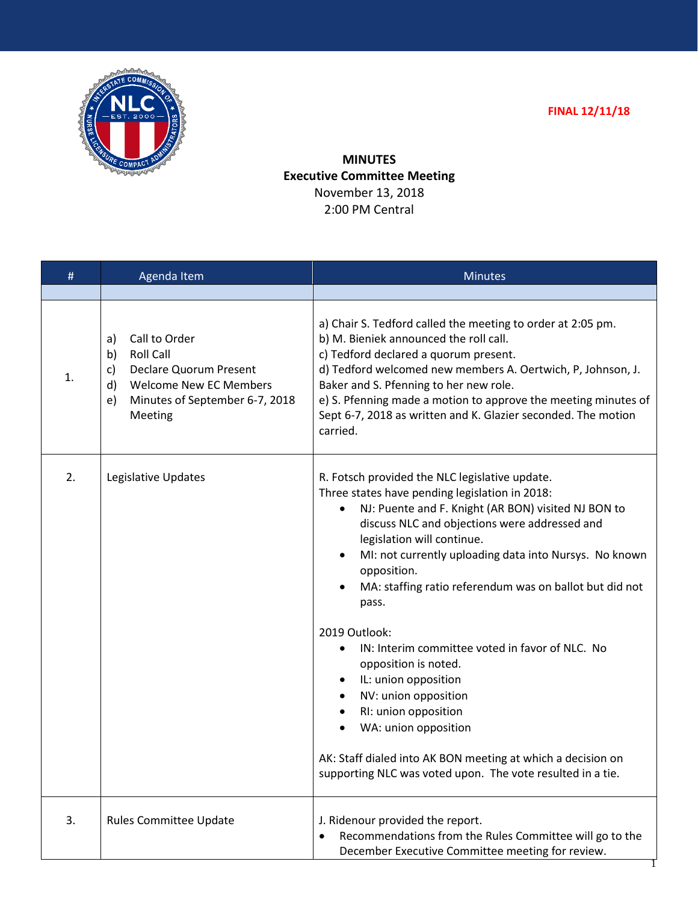FINAL 12/11/18

# MINUTES
## Executive Committee Meeting
November 13, 2018
2:00 PM Central

| # | Agenda Item | Minutes |
|---|---|---|
| | | |
| 1. | a) Call to Order<br>b) Roll Call<br>c) Declare Quorum Present<br>d) Welcome New EC Members<br>e) Minutes of September 6-7, 2018 Meeting | a) Chair S. Tedford called the meeting to order at 2:05 pm.<br>b) M. Bieniek announced the roll call.<br>c) Tedford declared a quorum present.<br>d) Tedford welcomed new members A. Oertwich, P, Johnson, J. Baker and S. Pfenning to her new role.<br>e) S. Pfenning made a motion to approve the meeting minutes of Sept 6-7, 2018 as written and K. Glazier seconded. The motion carried. |
| 2. | Legislative Updates | R. Fotsch provided the NLC legislative update.<br>Three states have pending legislation in 2018:<br>• NJ: Puente and F. Knight (AR BON) visited NJ BON to discuss NLC and objections were addressed and legislation will continue.<br>• MI: not currently uploading data into Nursys. No known opposition.<br>• MA: staffing ratio referendum was on ballot but did not pass.<br><br>2019 Outlook:<br>• IN: Interim committee voted in favor of NLC. No opposition is noted.<br>• IL: union opposition<br>• NV: union opposition<br>• RI: union opposition<br>• WA: union opposition<br><br>AK: Staff dialed into AK BON meeting at which a decision on supporting NLC was voted upon. The vote resulted in a tie. |
| 3. | Rules Committee Update | J. Ridenour provided the report.<br>• Recommendations from the Rules Committee will go to the December Executive Committee meeting for review. |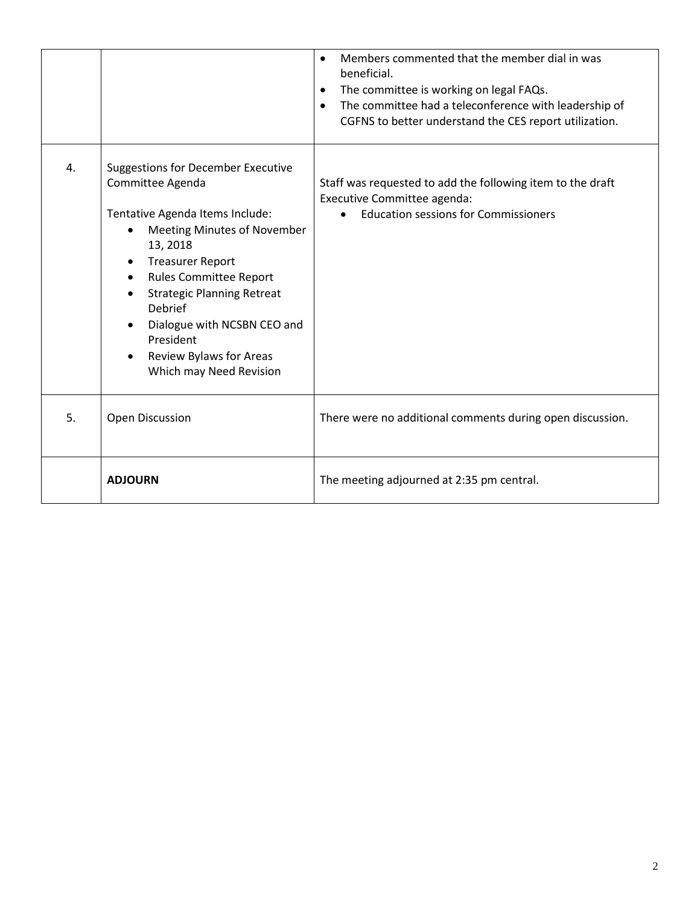| | | |
|---|---|---|
| | | • Members commented that the member dial in was beneficial.<br>• The committee is working on legal FAQs.<br>• The committee had a teleconference with leadership of CGFNS to better understand the CES report utilization. |
| 4. | Suggestions for December Executive Committee Agenda<br><br>Tentative Agenda Items Include:<br>• Meeting Minutes of November 13, 2018<br>• Treasurer Report<br>• Rules Committee Report<br>• Strategic Planning Retreat Debrief<br>• Dialogue with NCSBN CEO and President<br>• Review Bylaws for Areas Which may Need Revision | Staff was requested to add the following item to the draft Executive Committee agenda:<br>• Education sessions for Commissioners |
| 5. | Open Discussion | There were no additional comments during open discussion. |
| | **ADJOURN** | The meeting adjourned at 2:35 pm central. |